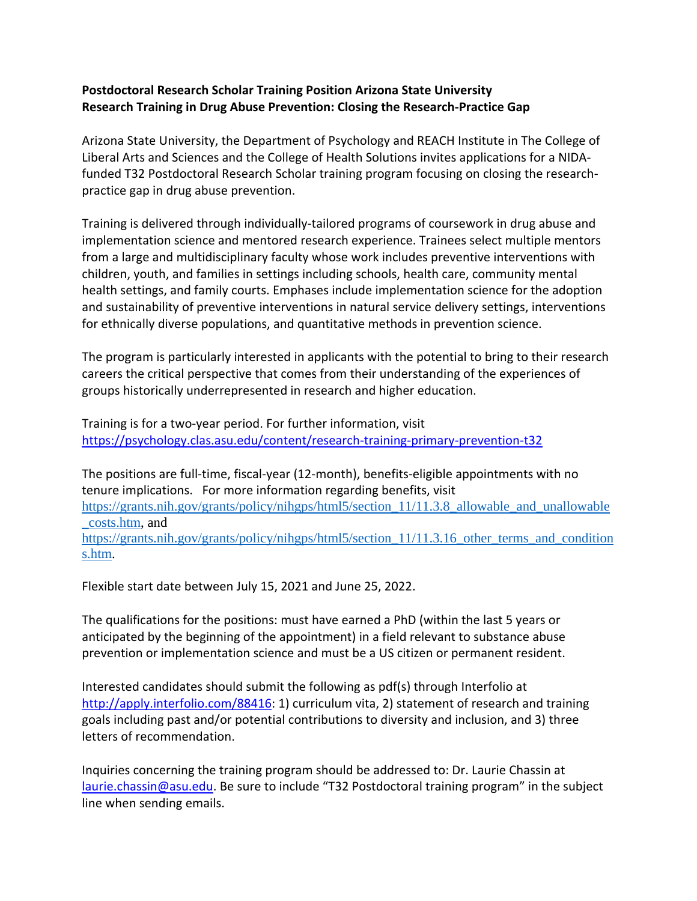**Postdoctoral Research Scholar Training Position Arizona State University**
**Research Training in Drug Abuse Prevention: Closing the Research-Practice Gap**

Arizona State University, the Department of Psychology and REACH Institute in The College of Liberal Arts and Sciences and the College of Health Solutions invites applications for a NIDA-funded T32 Postdoctoral Research Scholar training program focusing on closing the research-practice gap in drug abuse prevention.

Training is delivered through individually-tailored programs of coursework in drug abuse and implementation science and mentored research experience. Trainees select multiple mentors from a large and multidisciplinary faculty whose work includes preventive interventions with children, youth, and families in settings including schools, health care, community mental health settings, and family courts. Emphases include implementation science for the adoption and sustainability of preventive interventions in natural service delivery settings, interventions for ethnically diverse populations, and quantitative methods in prevention science.

The program is particularly interested in applicants with the potential to bring to their research careers the critical perspective that comes from their understanding of the experiences of groups historically underrepresented in research and higher education.

Training is for a two-year period. For further information, visit https://psychology.clas.asu.edu/content/research-training-primary-prevention-t32

The positions are full-time, fiscal-year (12-month), benefits-eligible appointments with no tenure implications. For more information regarding benefits, visit https://grants.nih.gov/grants/policy/nihgps/html5/section_11/11.3.8_allowable_and_unallowable_costs.htm, and https://grants.nih.gov/grants/policy/nihgps/html5/section_11/11.3.16_other_terms_and_conditions.htm.

Flexible start date between July 15, 2021 and June 25, 2022.

The qualifications for the positions: must have earned a PhD (within the last 5 years or anticipated by the beginning of the appointment) in a field relevant to substance abuse prevention or implementation science and must be a US citizen or permanent resident.

Interested candidates should submit the following as pdf(s) through Interfolio at http://apply.interfolio.com/88416: 1) curriculum vita, 2) statement of research and training goals including past and/or potential contributions to diversity and inclusion, and 3) three letters of recommendation.

Inquiries concerning the training program should be addressed to: Dr. Laurie Chassin at laurie.chassin@asu.edu. Be sure to include "T32 Postdoctoral training program" in the subject line when sending emails.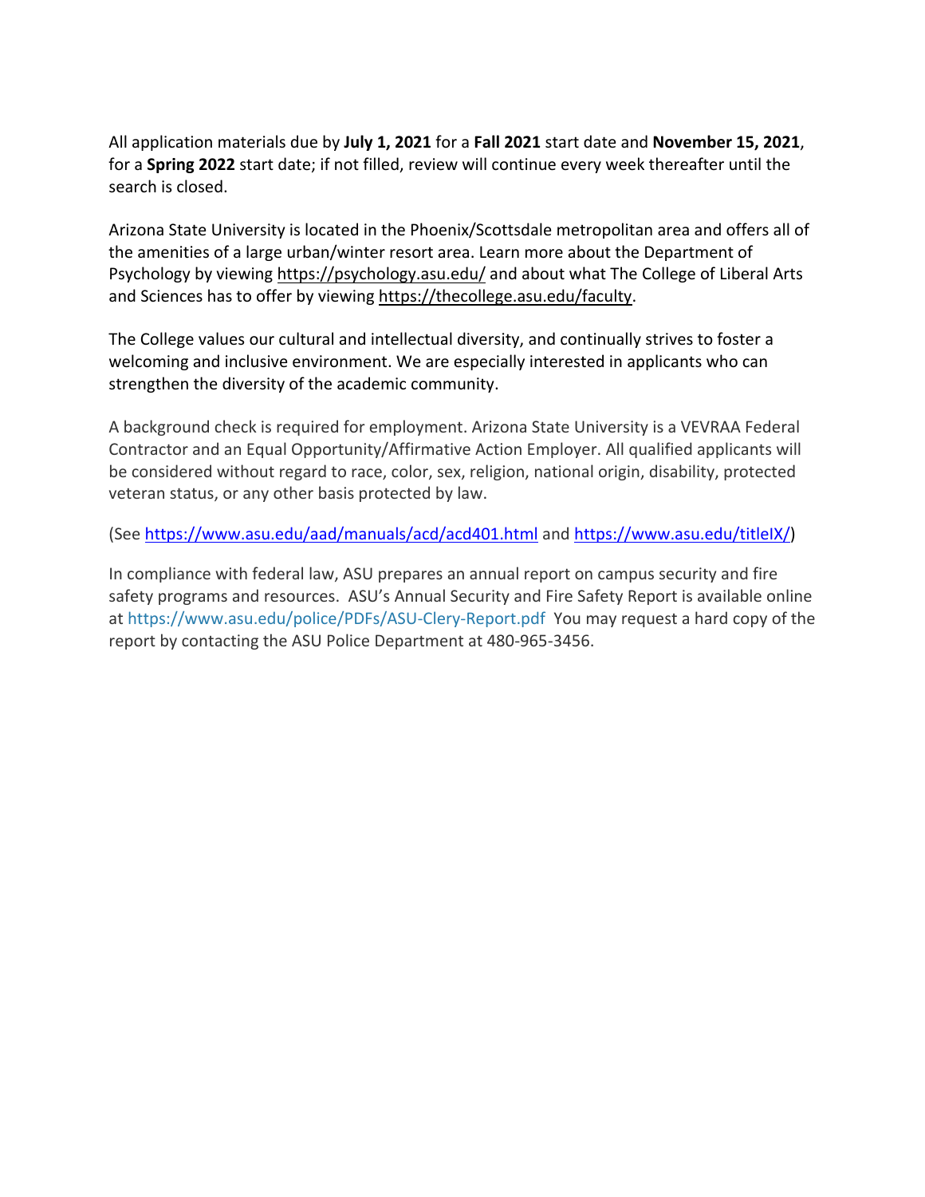All application materials due by **July 1, 2021** for a **Fall 2021** start date and **November 15, 2021**, for a **Spring 2022** start date; if not filled, review will continue every week thereafter until the search is closed.

Arizona State University is located in the Phoenix/Scottsdale metropolitan area and offers all of the amenities of a large urban/winter resort area. Learn more about the Department of Psychology by viewing https://psychology.asu.edu/ and about what The College of Liberal Arts and Sciences has to offer by viewing https://thecollege.asu.edu/faculty.

The College values our cultural and intellectual diversity, and continually strives to foster a welcoming and inclusive environment. We are especially interested in applicants who can strengthen the diversity of the academic community.

A background check is required for employment. Arizona State University is a VEVRAA Federal Contractor and an Equal Opportunity/Affirmative Action Employer. All qualified applicants will be considered without regard to race, color, sex, religion, national origin, disability, protected veteran status, or any other basis protected by law.

(See https://www.asu.edu/aad/manuals/acd/acd401.html and https://www.asu.edu/titleIX/)

In compliance with federal law, ASU prepares an annual report on campus security and fire safety programs and resources. ASU's Annual Security and Fire Safety Report is available online at https://www.asu.edu/police/PDFs/ASU-Clery-Report.pdf You may request a hard copy of the report by contacting the ASU Police Department at 480-965-3456.